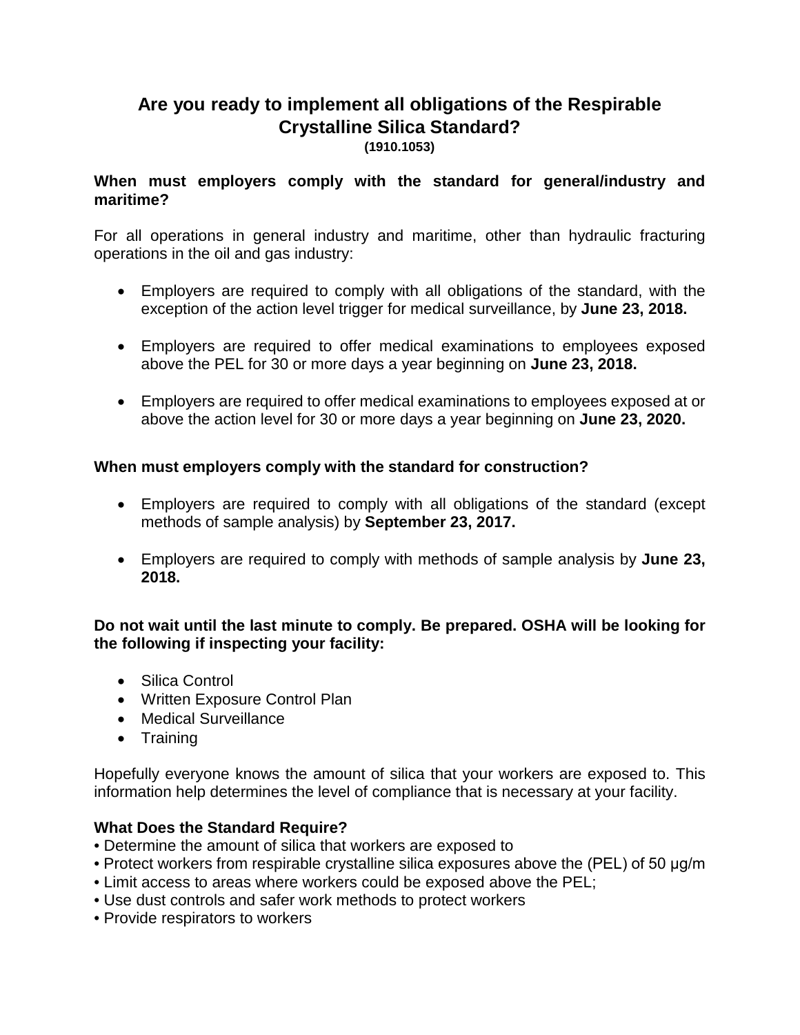# Are you ready to implement all obligations of the Respirable Crystalline Silica Standard?

**(1910.1053)**

**When must employers comply with the standard for general/industry and maritime?**

For all operations in general industry and maritime, other than hydraulic fracturing operations in the oil and gas industry:

- Employers are required to comply with all obligations of the standard, with the exception of the action level trigger for medical surveillance, by **June 23, 2018.**
- Employers are required to offer medical examinations to employees exposed above the PEL for 30 or more days a year beginning on **June 23, 2018.**
- Employers are required to offer medical examinations to employees exposed at or above the action level for 30 or more days a year beginning on **June 23, 2020.**

**When must employers comply with the standard for construction?**

- Employers are required to comply with all obligations of the standard (except methods of sample analysis) by **September 23, 2017.**
- Employers are required to comply with methods of sample analysis by **June 23, 2018.**

**Do not wait until the last minute to comply. Be prepared. OSHA will be looking for the following if inspecting your facility:**

- Silica Control
- Written Exposure Control Plan
- Medical Surveillance
- Training

Hopefully everyone knows the amount of silica that your workers are exposed to. This information help determines the level of compliance that is necessary at your facility.

**What Does the Standard Require?**

- Determine the amount of silica that workers are exposed to
- Protect workers from respirable crystalline silica exposures above the (PEL) of 50 μg/m
- Limit access to areas where workers could be exposed above the PEL;
- Use dust controls and safer work methods to protect workers
- Provide respirators to workers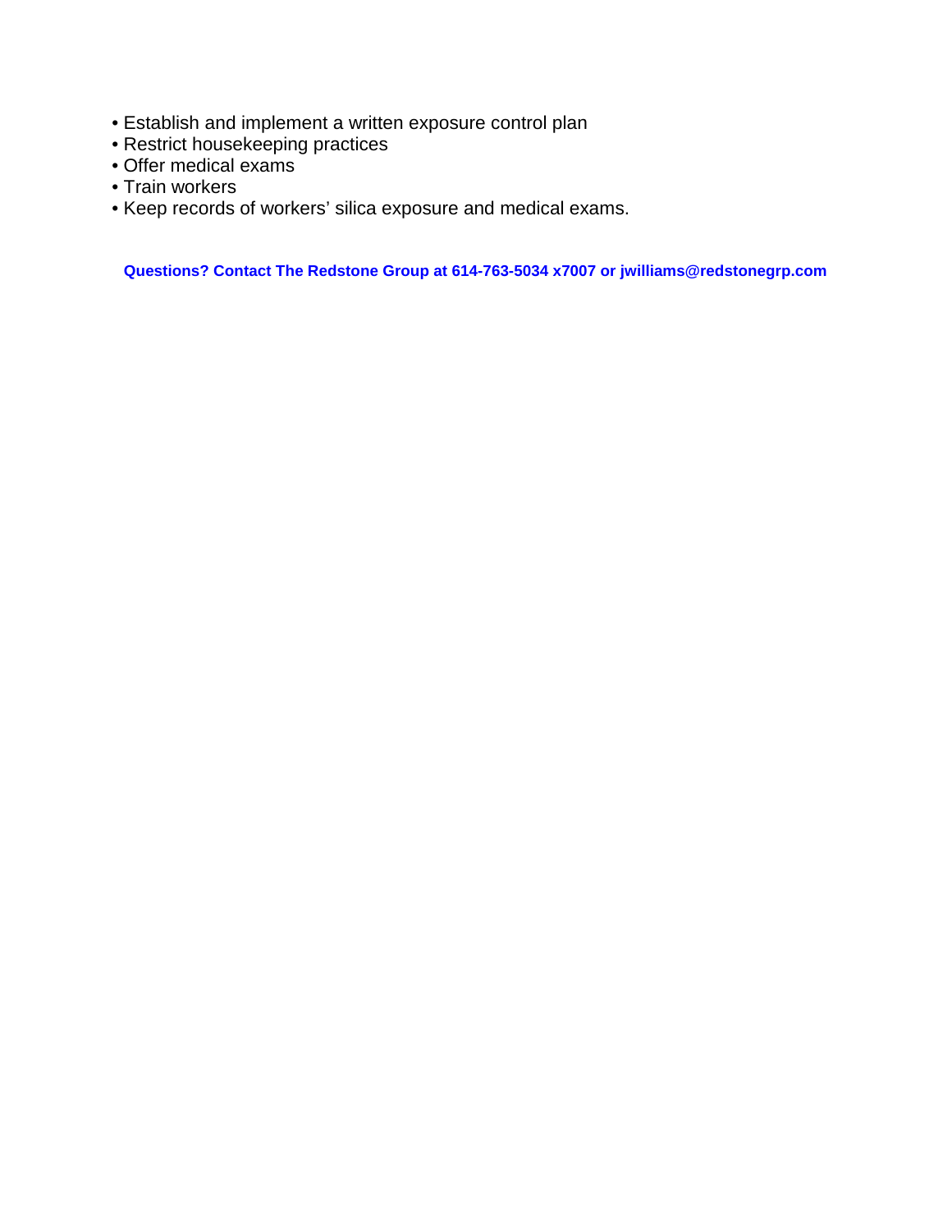- Establish and implement a written exposure control plan
- Restrict housekeeping practices
- Offer medical exams
- Train workers
- Keep records of workers' silica exposure and medical exams.

**Questions? Contact The Redstone Group at 614-763-5034 x7007 or jwilliams@redstonegrp.com**